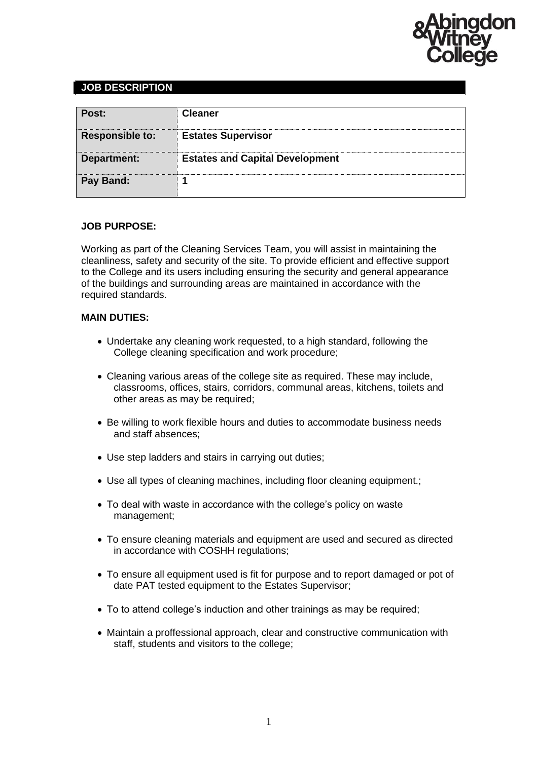## JOB DESCRIPTION

| Post: | Cleaner |
|---|---|
| Responsible to: | Estates Supervisor |
| Department: | Estates and Capital Development |
| Pay Band: | 1 |

**JOB PURPOSE:**

Working as part of the Cleaning Services Team, you will assist in maintaining the cleanliness, safety and security of the site. To provide efficient and effective support to the College and its users including ensuring the security and general appearance of the buildings and surrounding areas are maintained in accordance with the required standards.

**MAIN DUTIES:**

- Undertake any cleaning work requested, to a high standard, following the College cleaning specification and work procedure;
- Cleaning various areas of the college site as required. These may include, classrooms, offices, stairs, corridors, communal areas, kitchens, toilets and other areas as may be required;
- Be willing to work flexible hours and duties to accommodate business needs and staff absences;
- Use step ladders and stairs in carrying out duties;
- Use all types of cleaning machines, including floor cleaning equipment.;
- To deal with waste in accordance with the college's policy on waste management;
- To ensure cleaning materials and equipment are used and secured as directed in accordance with COSHH regulations;
- To ensure all equipment used is fit for purpose and to report damaged or pot of date PAT tested equipment to the Estates Supervisor;
- To to attend college's induction and other trainings as may be required;
- Maintain a proffessional approach, clear and constructive communication with staff, students and visitors to the college;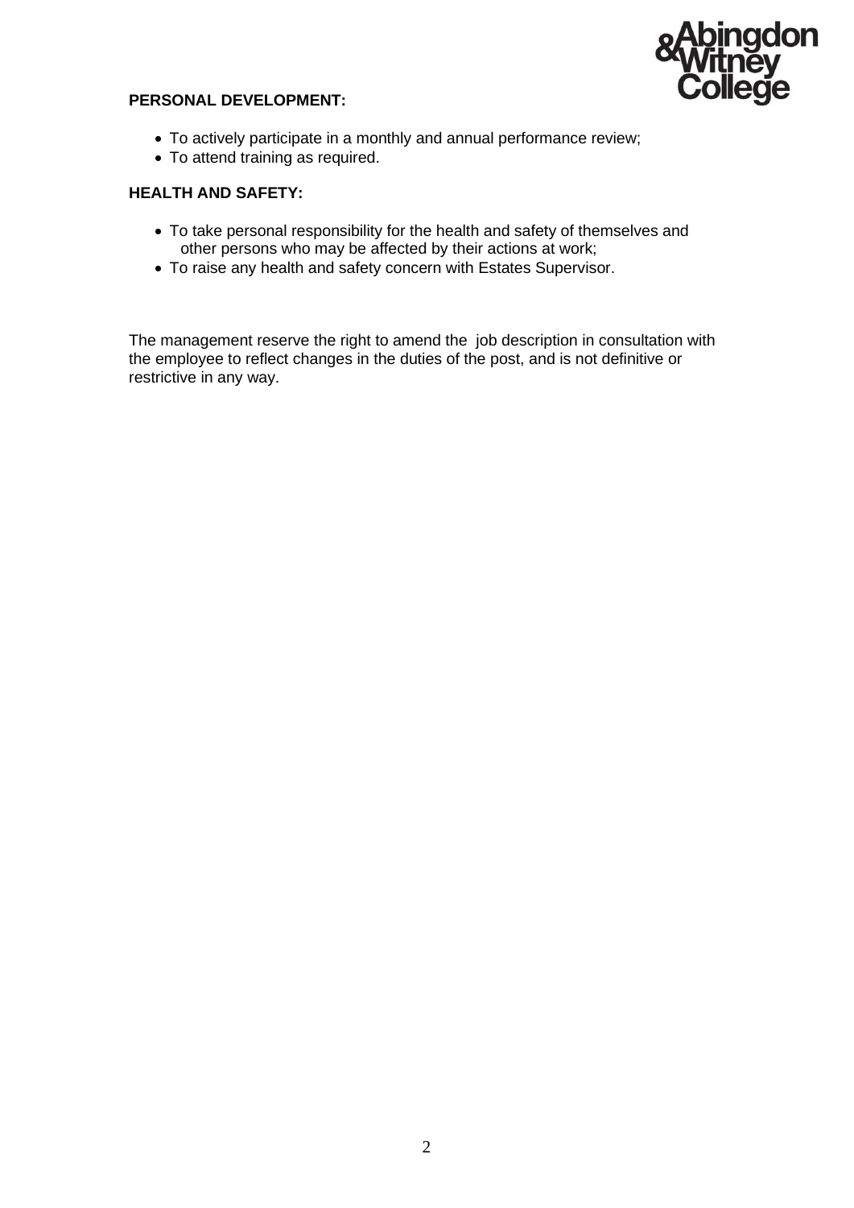**PERSONAL DEVELOPMENT:**

- To actively participate in a monthly and annual performance review;
- To attend training as required.

**HEALTH AND SAFETY:**

- To take personal responsibility for the health and safety of themselves and other persons who may be affected by their actions at work;
- To raise any health and safety concern with Estates Supervisor.

The management reserve the right to amend the job description in consultation with the employee to reflect changes in the duties of the post, and is not definitive or restrictive in any way.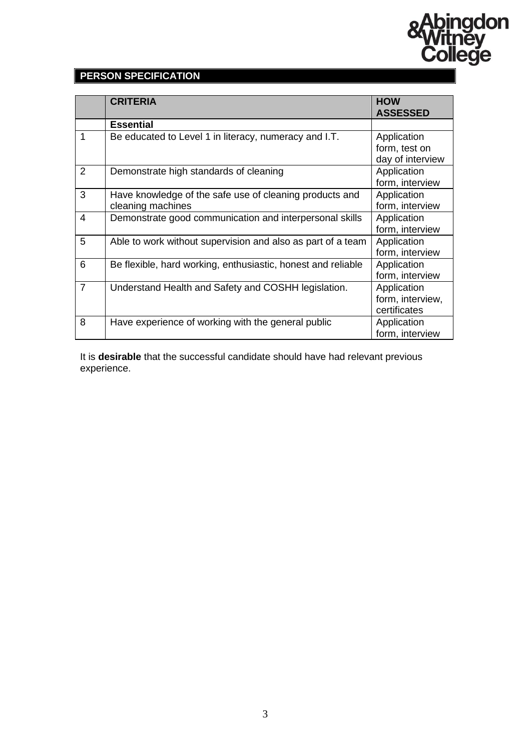## PERSON SPECIFICATION

| | CRITERIA | HOW ASSESSED |
|---|---|---|
| | **Essential** | |
| 1 | Be educated to Level 1 in literacy, numeracy and I.T. | Application form, test on day of interview |
| 2 | Demonstrate high standards of cleaning | Application form, interview |
| 3 | Have knowledge of the safe use of cleaning products and cleaning machines | Application form, interview |
| 4 | Demonstrate good communication and interpersonal skills | Application form, interview |
| 5 | Able to work without supervision and also as part of a team | Application form, interview |
| 6 | Be flexible, hard working, enthusiastic, honest and reliable | Application form, interview |
| 7 | Understand Health and Safety and COSHH legislation. | Application form, interview, certificates |
| 8 | Have experience of working with the general public | Application form, interview |

It is **desirable** that the successful candidate should have had relevant previous experience.